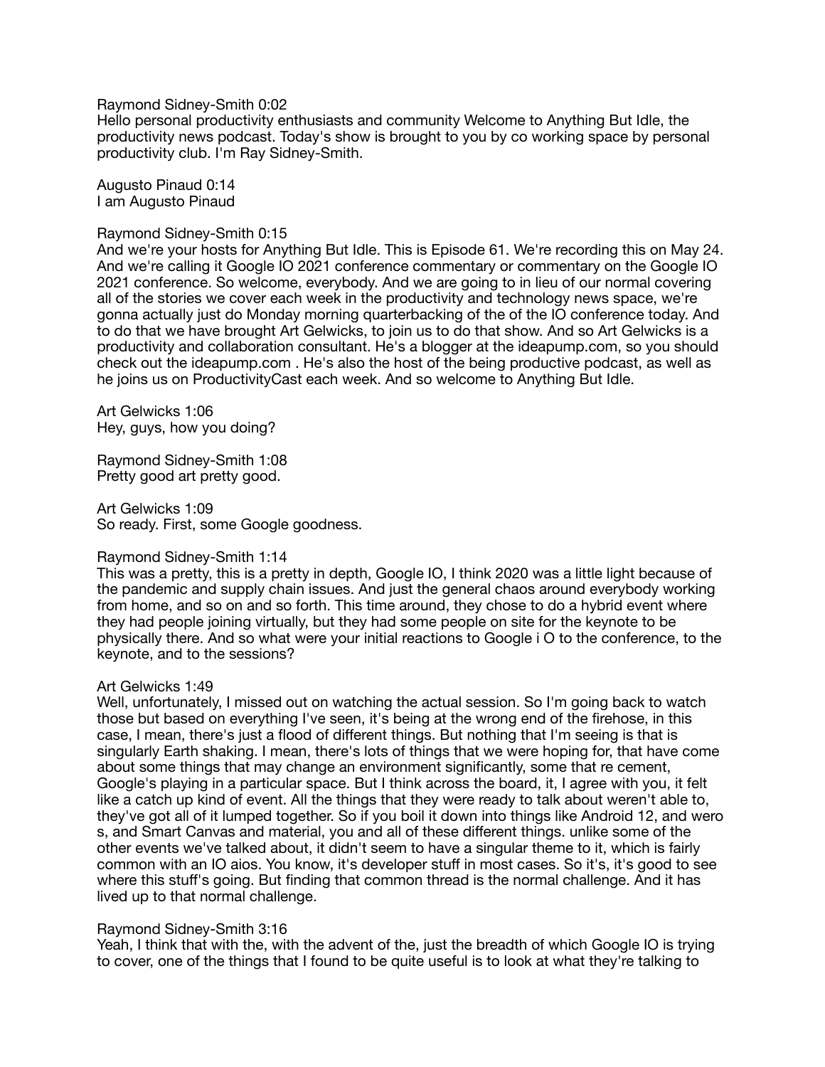Raymond Sidney-Smith 0:02
Hello personal productivity enthusiasts and community Welcome to Anything But Idle, the productivity news podcast. Today's show is brought to you by co working space by personal productivity club. I'm Ray Sidney-Smith.

Augusto Pinaud 0:14
I am Augusto Pinaud

Raymond Sidney-Smith 0:15
And we're your hosts for Anything But Idle. This is Episode 61. We're recording this on May 24. And we're calling it Google IO 2021 conference commentary or commentary on the Google IO 2021 conference. So welcome, everybody. And we are going to in lieu of our normal covering all of the stories we cover each week in the productivity and technology news space, we're gonna actually just do Monday morning quarterbacking of the of the IO conference today. And to do that we have brought Art Gelwicks, to join us to do that show. And so Art Gelwicks is a productivity and collaboration consultant. He's a blogger at the ideapump.com, so you should check out the ideapump.com . He's also the host of the being productive podcast, as well as he joins us on ProductivityCast each week. And so welcome to Anything But Idle.

Art Gelwicks 1:06
Hey, guys, how you doing?

Raymond Sidney-Smith 1:08
Pretty good art pretty good.

Art Gelwicks 1:09
So ready. First, some Google goodness.

Raymond Sidney-Smith 1:14
This was a pretty, this is a pretty in depth, Google IO, I think 2020 was a little light because of the pandemic and supply chain issues. And just the general chaos around everybody working from home, and so on and so forth. This time around, they chose to do a hybrid event where they had people joining virtually, but they had some people on site for the keynote to be physically there. And so what were your initial reactions to Google i O to the conference, to the keynote, and to the sessions?

Art Gelwicks 1:49
Well, unfortunately, I missed out on watching the actual session. So I'm going back to watch those but based on everything I've seen, it's being at the wrong end of the firehose, in this case, I mean, there's just a flood of different things. But nothing that I'm seeing is that is singularly Earth shaking. I mean, there's lots of things that we were hoping for, that have come about some things that may change an environment significantly, some that re cement, Google's playing in a particular space. But I think across the board, it, I agree with you, it felt like a catch up kind of event. All the things that they were ready to talk about weren't able to, they've got all of it lumped together. So if you boil it down into things like Android 12, and wero s, and Smart Canvas and material, you and all of these different things. unlike some of the other events we've talked about, it didn't seem to have a singular theme to it, which is fairly common with an IO aios. You know, it's developer stuff in most cases. So it's, it's good to see where this stuff's going. But finding that common thread is the normal challenge. And it has lived up to that normal challenge.

Raymond Sidney-Smith 3:16
Yeah, I think that with the, with the advent of the, just the breadth of which Google IO is trying to cover, one of the things that I found to be quite useful is to look at what they're talking to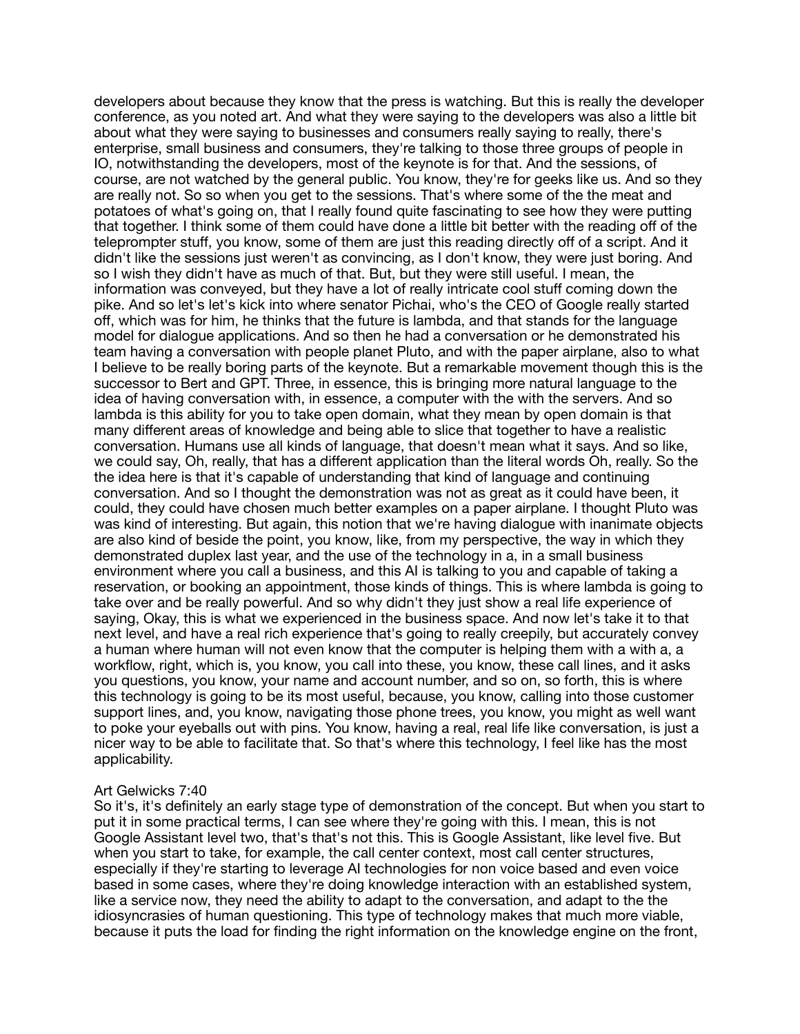developers about because they know that the press is watching. But this is really the developer conference, as you noted art. And what they were saying to the developers was also a little bit about what they were saying to businesses and consumers really saying to really, there's enterprise, small business and consumers, they're talking to those three groups of people in IO, notwithstanding the developers, most of the keynote is for that. And the sessions, of course, are not watched by the general public. You know, they're for geeks like us. And so they are really not. So so when you get to the sessions. That's where some of the the meat and potatoes of what's going on, that I really found quite fascinating to see how they were putting that together. I think some of them could have done a little bit better with the reading off of the teleprompter stuff, you know, some of them are just this reading directly off of a script. And it didn't like the sessions just weren't as convincing, as I don't know, they were just boring. And so I wish they didn't have as much of that. But, but they were still useful. I mean, the information was conveyed, but they have a lot of really intricate cool stuff coming down the pike. And so let's let's kick into where senator Pichai, who's the CEO of Google really started off, which was for him, he thinks that the future is lambda, and that stands for the language model for dialogue applications. And so then he had a conversation or he demonstrated his team having a conversation with people planet Pluto, and with the paper airplane, also to what I believe to be really boring parts of the keynote. But a remarkable movement though this is the successor to Bert and GPT. Three, in essence, this is bringing more natural language to the idea of having conversation with, in essence, a computer with the with the servers. And so lambda is this ability for you to take open domain, what they mean by open domain is that many different areas of knowledge and being able to slice that together to have a realistic conversation. Humans use all kinds of language, that doesn't mean what it says. And so like, we could say, Oh, really, that has a different application than the literal words Oh, really. So the the idea here is that it's capable of understanding that kind of language and continuing conversation. And so I thought the demonstration was not as great as it could have been, it could, they could have chosen much better examples on a paper airplane. I thought Pluto was was kind of interesting. But again, this notion that we're having dialogue with inanimate objects are also kind of beside the point, you know, like, from my perspective, the way in which they demonstrated duplex last year, and the use of the technology in a, in a small business environment where you call a business, and this AI is talking to you and capable of taking a reservation, or booking an appointment, those kinds of things. This is where lambda is going to take over and be really powerful. And so why didn't they just show a real life experience of saying, Okay, this is what we experienced in the business space. And now let's take it to that next level, and have a real rich experience that's going to really creepily, but accurately convey a human where human will not even know that the computer is helping them with a with a, a workflow, right, which is, you know, you call into these, you know, these call lines, and it asks you questions, you know, your name and account number, and so on, so forth, this is where this technology is going to be its most useful, because, you know, calling into those customer support lines, and, you know, navigating those phone trees, you know, you might as well want to poke your eyeballs out with pins. You know, having a real, real life like conversation, is just a nicer way to be able to facilitate that. So that's where this technology, I feel like has the most applicability.

Art Gelwicks 7:40
So it's, it's definitely an early stage type of demonstration of the concept. But when you start to put it in some practical terms, I can see where they're going with this. I mean, this is not Google Assistant level two, that's that's not this. This is Google Assistant, like level five. But when you start to take, for example, the call center context, most call center structures, especially if they're starting to leverage AI technologies for non voice based and even voice based in some cases, where they're doing knowledge interaction with an established system, like a service now, they need the ability to adapt to the conversation, and adapt to the the idiosyncrasies of human questioning. This type of technology makes that much more viable, because it puts the load for finding the right information on the knowledge engine on the front,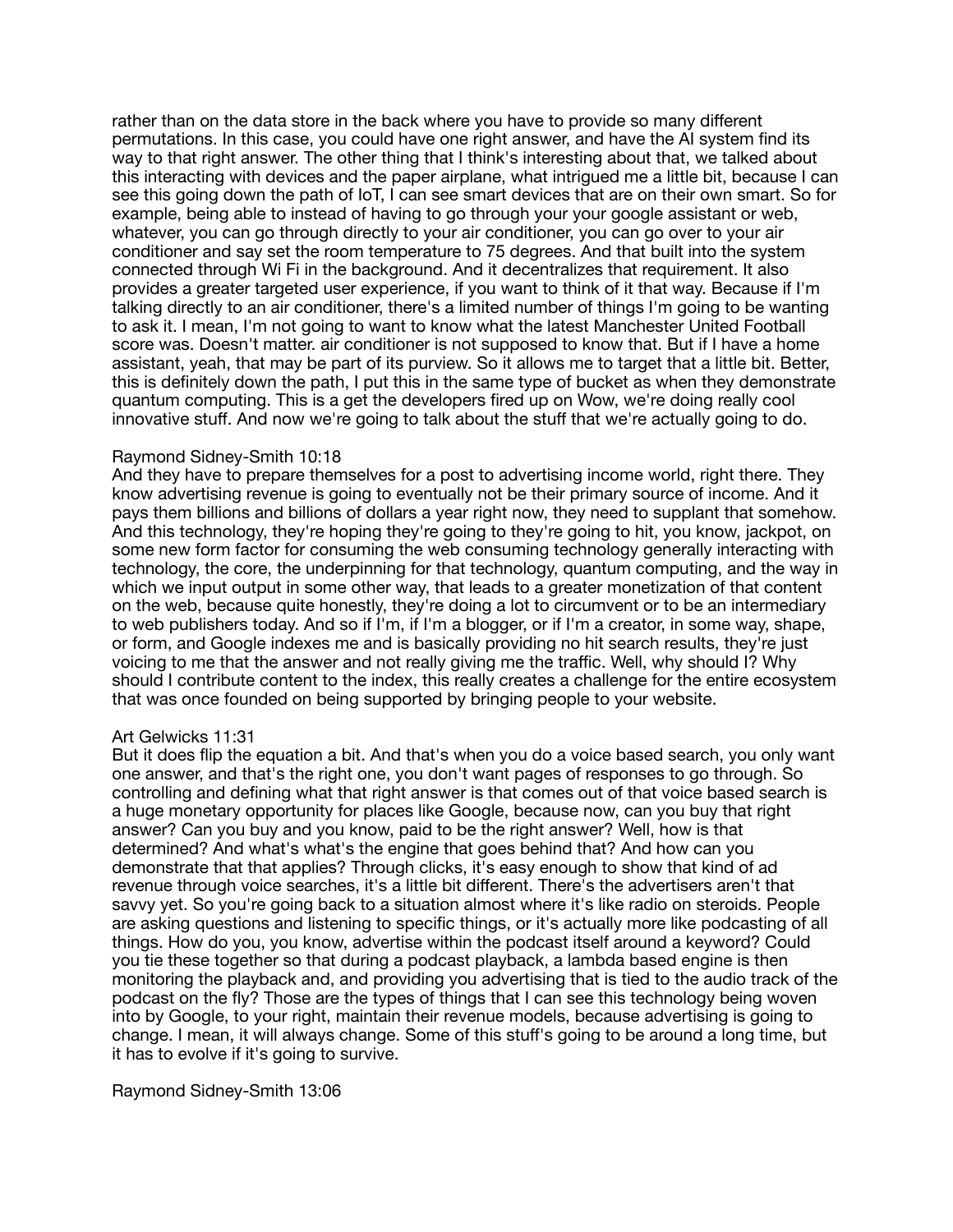rather than on the data store in the back where you have to provide so many different permutations. In this case, you could have one right answer, and have the AI system find its way to that right answer. The other thing that I think's interesting about that, we talked about this interacting with devices and the paper airplane, what intrigued me a little bit, because I can see this going down the path of IoT, I can see smart devices that are on their own smart. So for example, being able to instead of having to go through your your google assistant or web, whatever, you can go through directly to your air conditioner, you can go over to your air conditioner and say set the room temperature to 75 degrees. And that built into the system connected through Wi Fi in the background. And it decentralizes that requirement. It also provides a greater targeted user experience, if you want to think of it that way. Because if I'm talking directly to an air conditioner, there's a limited number of things I'm going to be wanting to ask it. I mean, I'm not going to want to know what the latest Manchester United Football score was. Doesn't matter. air conditioner is not supposed to know that. But if I have a home assistant, yeah, that may be part of its purview. So it allows me to target that a little bit. Better, this is definitely down the path, I put this in the same type of bucket as when they demonstrate quantum computing. This is a get the developers fired up on Wow, we're doing really cool innovative stuff. And now we're going to talk about the stuff that we're actually going to do.

Raymond Sidney-Smith 10:18
And they have to prepare themselves for a post to advertising income world, right there. They know advertising revenue is going to eventually not be their primary source of income. And it pays them billions and billions of dollars a year right now, they need to supplant that somehow. And this technology, they're hoping they're going to to they're going to hit, you know, jackpot, on some new form factor for consuming the web consuming technology generally interacting with technology, the core, the underpinning for that technology, quantum computing, and the way in which we input output in some other way, that leads to a greater monetization of that content on the web, because quite honestly, they're doing a lot to circumvent or to be an intermediary to web publishers today. And so if I'm, if I'm a blogger, or if I'm a creator, in some way, shape, or form, and Google indexes me and is basically providing no hit search results, they're just voicing to me that the answer and not really giving me the traffic. Well, why should I? Why should I contribute content to the index, this really creates a challenge for the entire ecosystem that was once founded on being supported by bringing people to your website.

Art Gelwicks 11:31
But it does flip the equation a bit. And that's when you do a voice based search, you only want one answer, and that's the right one, you don't want pages of responses to go through. So controlling and defining what that right answer is that comes out of that voice based search is a huge monetary opportunity for places like Google, because now, can you buy that right answer? Can you buy and you know, paid to be the right answer? Well, how is that determined? And what's what's the engine that goes behind that? And how can you demonstrate that that applies? Through clicks, it's easy enough to show that kind of ad revenue through voice searches, it's a little bit different. There's the advertisers aren't that savvy yet. So you're going back to a situation almost where it's like radio on steroids. People are asking questions and listening to specific things, or it's actually more like podcasting of all things. How do you, you know, advertise within the podcast itself around a keyword? Could you tie these together so that during a podcast playback, a lambda based engine is then monitoring the playback and, and providing you advertising that is tied to the audio track of the podcast on the fly? Those are the types of things that I can see this technology being woven into by Google, to your right, maintain their revenue models, because advertising is going to change. I mean, it will always change. Some of this stuff's going to be around a long time, but it has to evolve if it's going to survive.

Raymond Sidney-Smith 13:06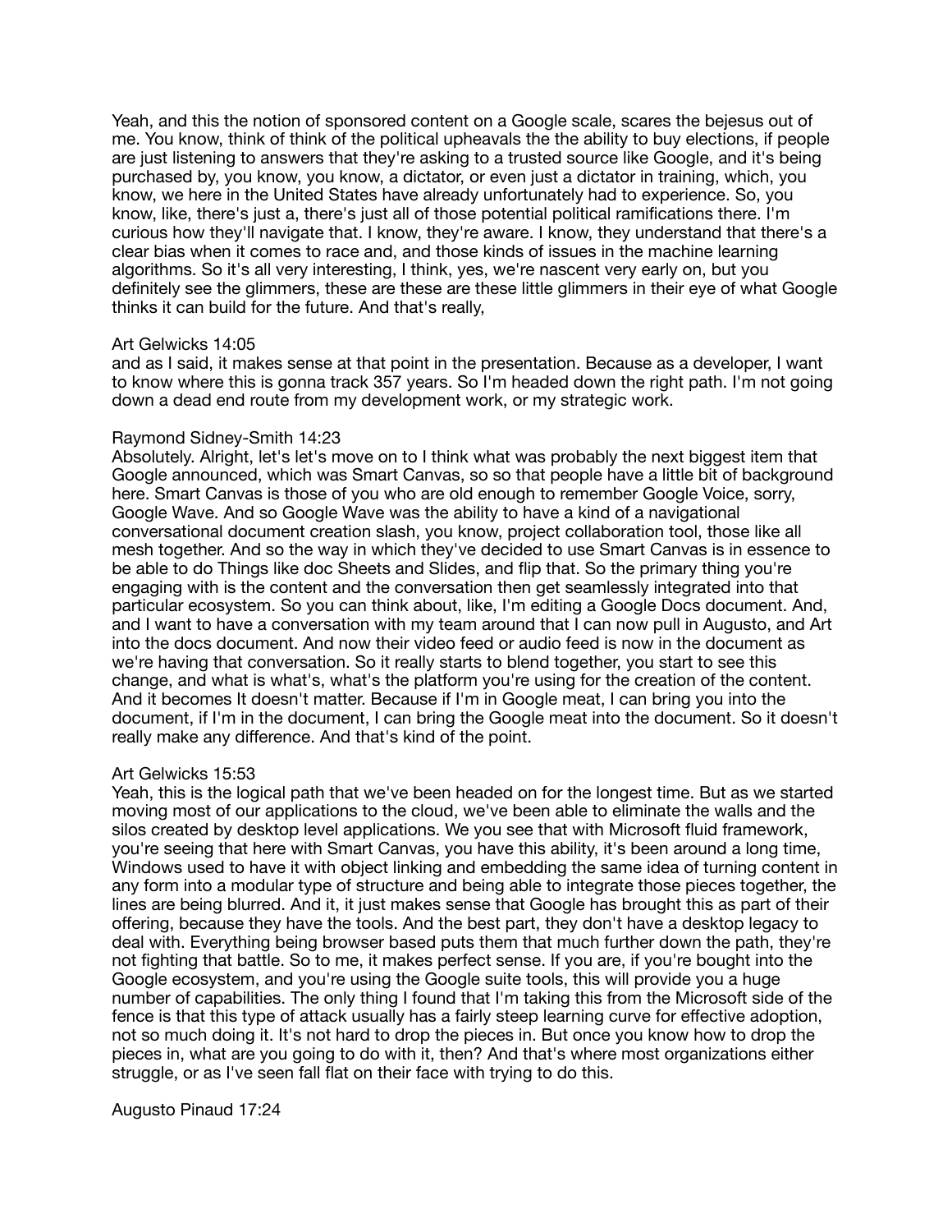Yeah, and this the notion of sponsored content on a Google scale, scares the bejesus out of me. You know, think of think of the political upheavals the the ability to buy elections, if people are just listening to answers that they're asking to a trusted source like Google, and it's being purchased by, you know, you know, a dictator, or even just a dictator in training, which, you know, we here in the United States have already unfortunately had to experience. So, you know, like, there's just a, there's just all of those potential political ramifications there. I'm curious how they'll navigate that. I know, they're aware. I know, they understand that there's a clear bias when it comes to race and, and those kinds of issues in the machine learning algorithms. So it's all very interesting, I think, yes, we're nascent very early on, but you definitely see the glimmers, these are these are these little glimmers in their eye of what Google thinks it can build for the future. And that's really,

Art Gelwicks 14:05
and as I said, it makes sense at that point in the presentation. Because as a developer, I want to know where this is gonna track 357 years. So I'm headed down the right path. I'm not going down a dead end route from my development work, or my strategic work.

Raymond Sidney-Smith 14:23
Absolutely. Alright, let's let's move on to I think what was probably the next biggest item that Google announced, which was Smart Canvas, so so that people have a little bit of background here. Smart Canvas is those of you who are old enough to remember Google Voice, sorry, Google Wave. And so Google Wave was the ability to have a kind of a navigational conversational document creation slash, you know, project collaboration tool, those like all mesh together. And so the way in which they've decided to use Smart Canvas is in essence to be able to do Things like doc Sheets and Slides, and flip that. So the primary thing you're engaging with is the content and the conversation then get seamlessly integrated into that particular ecosystem. So you can think about, like, I'm editing a Google Docs document. And, and I want to have a conversation with my team around that I can now pull in Augusto, and Art into the docs document. And now their video feed or audio feed is now in the document as we're having that conversation. So it really starts to blend together, you start to see this change, and what is what's, what's the platform you're using for the creation of the content. And it becomes It doesn't matter. Because if I'm in Google meat, I can bring you into the document, if I'm in the document, I can bring the Google meat into the document. So it doesn't really make any difference. And that's kind of the point.

Art Gelwicks 15:53
Yeah, this is the logical path that we've been headed on for the longest time. But as we started moving most of our applications to the cloud, we've been able to eliminate the walls and the silos created by desktop level applications. We you see that with Microsoft fluid framework, you're seeing that here with Smart Canvas, you have this ability, it's been around a long time, Windows used to have it with object linking and embedding the same idea of turning content in any form into a modular type of structure and being able to integrate those pieces together, the lines are being blurred. And it, it just makes sense that Google has brought this as part of their offering, because they have the tools. And the best part, they don't have a desktop legacy to deal with. Everything being browser based puts them that much further down the path, they're not fighting that battle. So to me, it makes perfect sense. If you are, if you're bought into the Google ecosystem, and you're using the Google suite tools, this will provide you a huge number of capabilities. The only thing I found that I'm taking this from the Microsoft side of the fence is that this type of attack usually has a fairly steep learning curve for effective adoption, not so much doing it. It's not hard to drop the pieces in. But once you know how to drop the pieces in, what are you going to do with it, then? And that's where most organizations either struggle, or as I've seen fall flat on their face with trying to do this.

Augusto Pinaud 17:24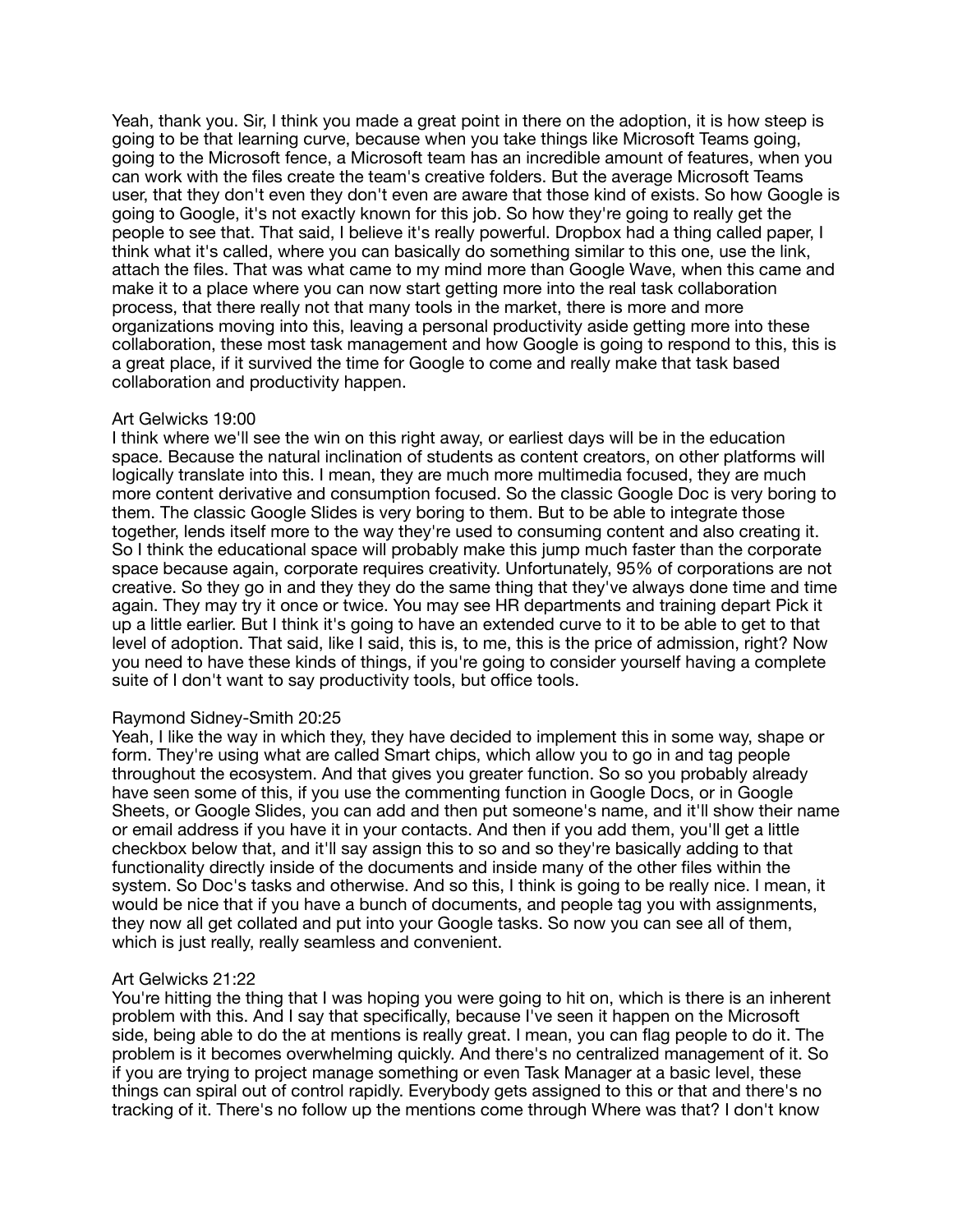Yeah, thank you. Sir, I think you made a great point in there on the adoption, it is how steep is going to be that learning curve, because when you take things like Microsoft Teams going, going to the Microsoft fence, a Microsoft team has an incredible amount of features, when you can work with the files create the team's creative folders. But the average Microsoft Teams user, that they don't even they don't even are aware that those kind of exists. So how Google is going to Google, it's not exactly known for this job. So how they're going to really get the people to see that. That said, I believe it's really powerful. Dropbox had a thing called paper, I think what it's called, where you can basically do something similar to this one, use the link, attach the files. That was what came to my mind more than Google Wave, when this came and make it to a place where you can now start getting more into the real task collaboration process, that there really not that many tools in the market, there is more and more organizations moving into this, leaving a personal productivity aside getting more into these collaboration, these most task management and how Google is going to respond to this, this is a great place, if it survived the time for Google to come and really make that task based collaboration and productivity happen.

Art Gelwicks 19:00
I think where we'll see the win on this right away, or earliest days will be in the education space. Because the natural inclination of students as content creators, on other platforms will logically translate into this. I mean, they are much more multimedia focused, they are much more content derivative and consumption focused. So the classic Google Doc is very boring to them. The classic Google Slides is very boring to them. But to be able to integrate those together, lends itself more to the way they're used to consuming content and also creating it. So I think the educational space will probably make this jump much faster than the corporate space because again, corporate requires creativity. Unfortunately, 95% of corporations are not creative. So they go in and they they do the same thing that they've always done time and time again. They may try it once or twice. You may see HR departments and training depart Pick it up a little earlier. But I think it's going to have an extended curve to it to be able to get to that level of adoption. That said, like I said, this is, to me, this is the price of admission, right? Now you need to have these kinds of things, if you're going to consider yourself having a complete suite of I don't want to say productivity tools, but office tools.

Raymond Sidney-Smith 20:25
Yeah, I like the way in which they, they have decided to implement this in some way, shape or form. They're using what are called Smart chips, which allow you to go in and tag people throughout the ecosystem. And that gives you greater function. So so you probably already have seen some of this, if you use the commenting function in Google Docs, or in Google Sheets, or Google Slides, you can add and then put someone's name, and it'll show their name or email address if you have it in your contacts. And then if you add them, you'll get a little checkbox below that, and it'll say assign this to so and so they're basically adding to that functionality directly inside of the documents and inside many of the other files within the system. So Doc's tasks and otherwise. And so this, I think is going to be really nice. I mean, it would be nice that if you have a bunch of documents, and people tag you with assignments, they now all get collated and put into your Google tasks. So now you can see all of them, which is just really, really seamless and convenient.

Art Gelwicks 21:22
You're hitting the thing that I was hoping you were going to hit on, which is there is an inherent problem with this. And I say that specifically, because I've seen it happen on the Microsoft side, being able to do the at mentions is really great. I mean, you can flag people to do it. The problem is it becomes overwhelming quickly. And there's no centralized management of it. So if you are trying to project manage something or even Task Manager at a basic level, these things can spiral out of control rapidly. Everybody gets assigned to this or that and there's no tracking of it. There's no follow up the mentions come through Where was that? I don't know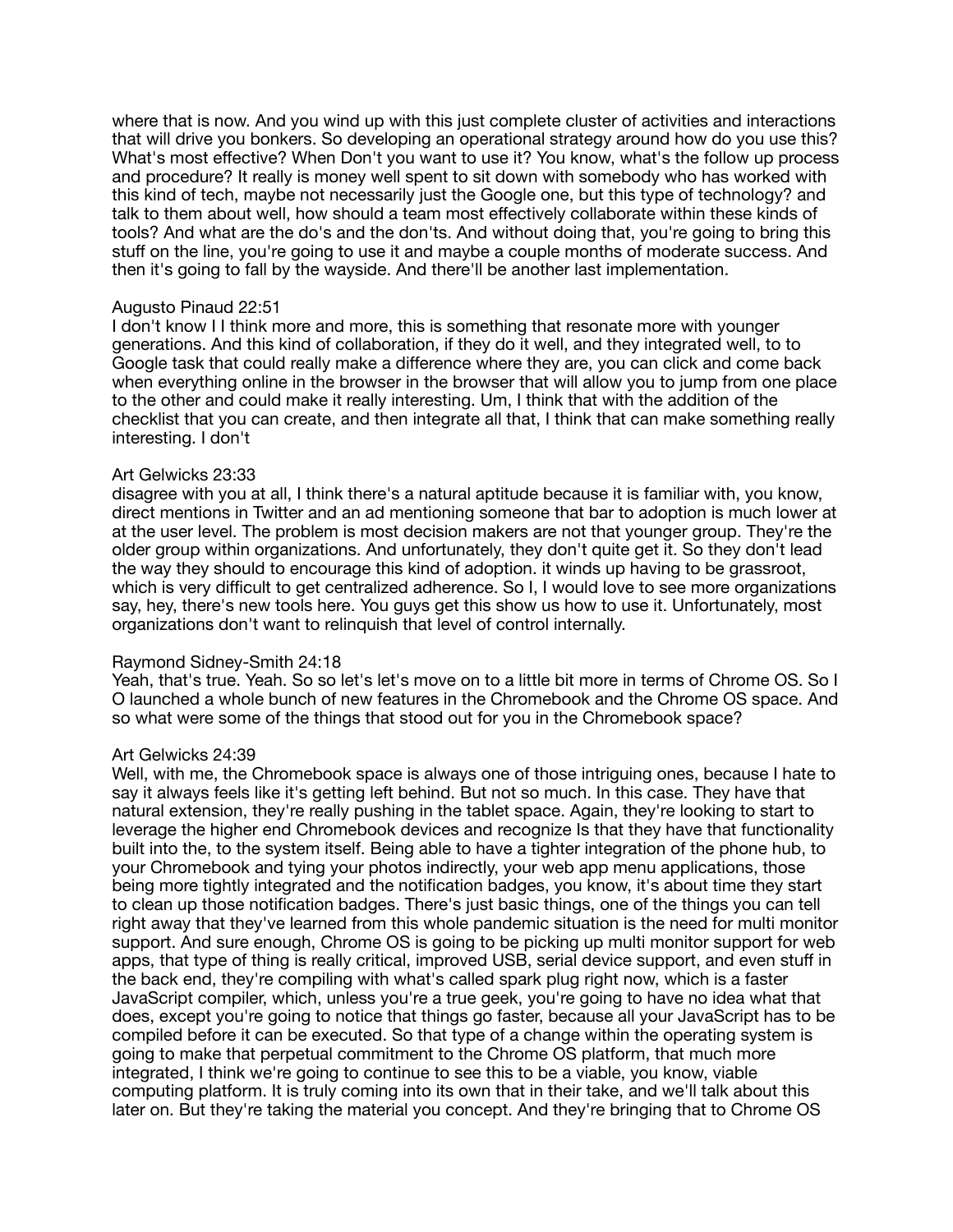where that is now. And you wind up with this just complete cluster of activities and interactions that will drive you bonkers. So developing an operational strategy around how do you use this? What's most effective? When Don't you want to use it? You know, what's the follow up process and procedure? It really is money well spent to sit down with somebody who has worked with this kind of tech, maybe not necessarily just the Google one, but this type of technology? and talk to them about well, how should a team most effectively collaborate within these kinds of tools? And what are the do's and the don'ts. And without doing that, you're going to bring this stuff on the line, you're going to use it and maybe a couple months of moderate success. And then it's going to fall by the wayside. And there'll be another last implementation.

Augusto Pinaud 22:51

I don't know I I think more and more, this is something that resonate more with younger generations. And this kind of collaboration, if they do it well, and they integrated well, to to Google task that could really make a difference where they are, you can click and come back when everything online in the browser in the browser that will allow you to jump from one place to the other and could make it really interesting. Um, I think that with the addition of the checklist that you can create, and then integrate all that, I think that can make something really interesting. I don't

Art Gelwicks 23:33

disagree with you at all, I think there's a natural aptitude because it is familiar with, you know, direct mentions in Twitter and an ad mentioning someone that bar to adoption is much lower at at the user level. The problem is most decision makers are not that younger group. They're the older group within organizations. And unfortunately, they don't quite get it. So they don't lead the way they should to encourage this kind of adoption. it winds up having to be grassroot, which is very difficult to get centralized adherence. So I, I would love to see more organizations say, hey, there's new tools here. You guys get this show us how to use it. Unfortunately, most organizations don't want to relinquish that level of control internally.

Raymond Sidney-Smith 24:18

Yeah, that's true. Yeah. So so let's let's move on to a little bit more in terms of Chrome OS. So I O launched a whole bunch of new features in the Chromebook and the Chrome OS space. And so what were some of the things that stood out for you in the Chromebook space?

Art Gelwicks 24:39

Well, with me, the Chromebook space is always one of those intriguing ones, because I hate to say it always feels like it's getting left behind. But not so much. In this case. They have that natural extension, they're really pushing in the tablet space. Again, they're looking to start to leverage the higher end Chromebook devices and recognize Is that they have that functionality built into the, to the system itself. Being able to have a tighter integration of the phone hub, to your Chromebook and tying your photos indirectly, your web app menu applications, those being more tightly integrated and the notification badges, you know, it's about time they start to clean up those notification badges. There's just basic things, one of the things you can tell right away that they've learned from this whole pandemic situation is the need for multi monitor support. And sure enough, Chrome OS is going to be picking up multi monitor support for web apps, that type of thing is really critical, improved USB, serial device support, and even stuff in the back end, they're compiling with what's called spark plug right now, which is a faster JavaScript compiler, which, unless you're a true geek, you're going to have no idea what that does, except you're going to notice that things go faster, because all your JavaScript has to be compiled before it can be executed. So that type of a change within the operating system is going to make that perpetual commitment to the Chrome OS platform, that much more integrated, I think we're going to continue to see this to be a viable, you know, viable computing platform. It is truly coming into its own that in their take, and we'll talk about this later on. But they're taking the material you concept. And they're bringing that to Chrome OS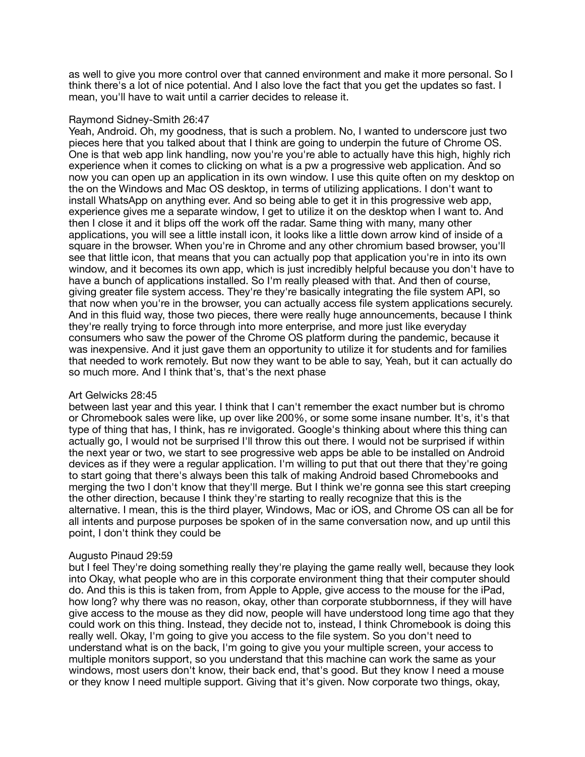as well to give you more control over that canned environment and make it more personal. So I think there's a lot of nice potential. And I also love the fact that you get the updates so fast. I mean, you'll have to wait until a carrier decides to release it.

Raymond Sidney-Smith 26:47
Yeah, Android. Oh, my goodness, that is such a problem. No, I wanted to underscore just two pieces here that you talked about that I think are going to underpin the future of Chrome OS. One is that web app link handling, now you're you're able to actually have this high, highly rich experience when it comes to clicking on what is a pw a progressive web application. And so now you can open up an application in its own window. I use this quite often on my desktop on the on the Windows and Mac OS desktop, in terms of utilizing applications. I don't want to install WhatsApp on anything ever. And so being able to get it in this progressive web app, experience gives me a separate window, I get to utilize it on the desktop when I want to. And then I close it and it blips off the work off the radar. Same thing with many, many other applications, you will see a little install icon, it looks like a little down arrow kind of inside of a square in the browser. When you're in Chrome and any other chromium based browser, you'll see that little icon, that means that you can actually pop that application you're in into its own window, and it becomes its own app, which is just incredibly helpful because you don't have to have a bunch of applications installed. So I'm really pleased with that. And then of course, giving greater file system access. They're they're basically integrating the file system API, so that now when you're in the browser, you can actually access file system applications securely. And in this fluid way, those two pieces, there were really huge announcements, because I think they're really trying to force through into more enterprise, and more just like everyday consumers who saw the power of the Chrome OS platform during the pandemic, because it was inexpensive. And it just gave them an opportunity to utilize it for students and for families that needed to work remotely. But now they want to be able to say, Yeah, but it can actually do so much more. And I think that's, that's the next phase

Art Gelwicks 28:45
between last year and this year. I think that I can't remember the exact number but is chromo or Chromebook sales were like, up over like 200%, or some some insane number. It's, it's that type of thing that has, I think, has re invigorated. Google's thinking about where this thing can actually go, I would not be surprised I'll throw this out there. I would not be surprised if within the next year or two, we start to see progressive web apps be able to be installed on Android devices as if they were a regular application. I'm willing to put that out there that they're going to start going that there's always been this talk of making Android based Chromebooks and merging the two I don't know that they'll merge. But I think we're gonna see this start creeping the other direction, because I think they're starting to really recognize that this is the alternative. I mean, this is the third player, Windows, Mac or iOS, and Chrome OS can all be for all intents and purpose purposes be spoken of in the same conversation now, and up until this point, I don't think they could be

Augusto Pinaud 29:59
but I feel They're doing something really they're playing the game really well, because they look into Okay, what people who are in this corporate environment thing that their computer should do. And this is this is taken from, from Apple to Apple, give access to the mouse for the iPad, how long? why there was no reason, okay, other than corporate stubbornness, if they will have give access to the mouse as they did now, people will have understood long time ago that they could work on this thing. Instead, they decide not to, instead, I think Chromebook is doing this really well. Okay, I'm going to give you access to the file system. So you don't need to understand what is on the back, I'm going to give you your multiple screen, your access to multiple monitors support, so you understand that this machine can work the same as your windows, most users don't know, their back end, that's good. But they know I need a mouse or they know I need multiple support. Giving that it's given. Now corporate two things, okay,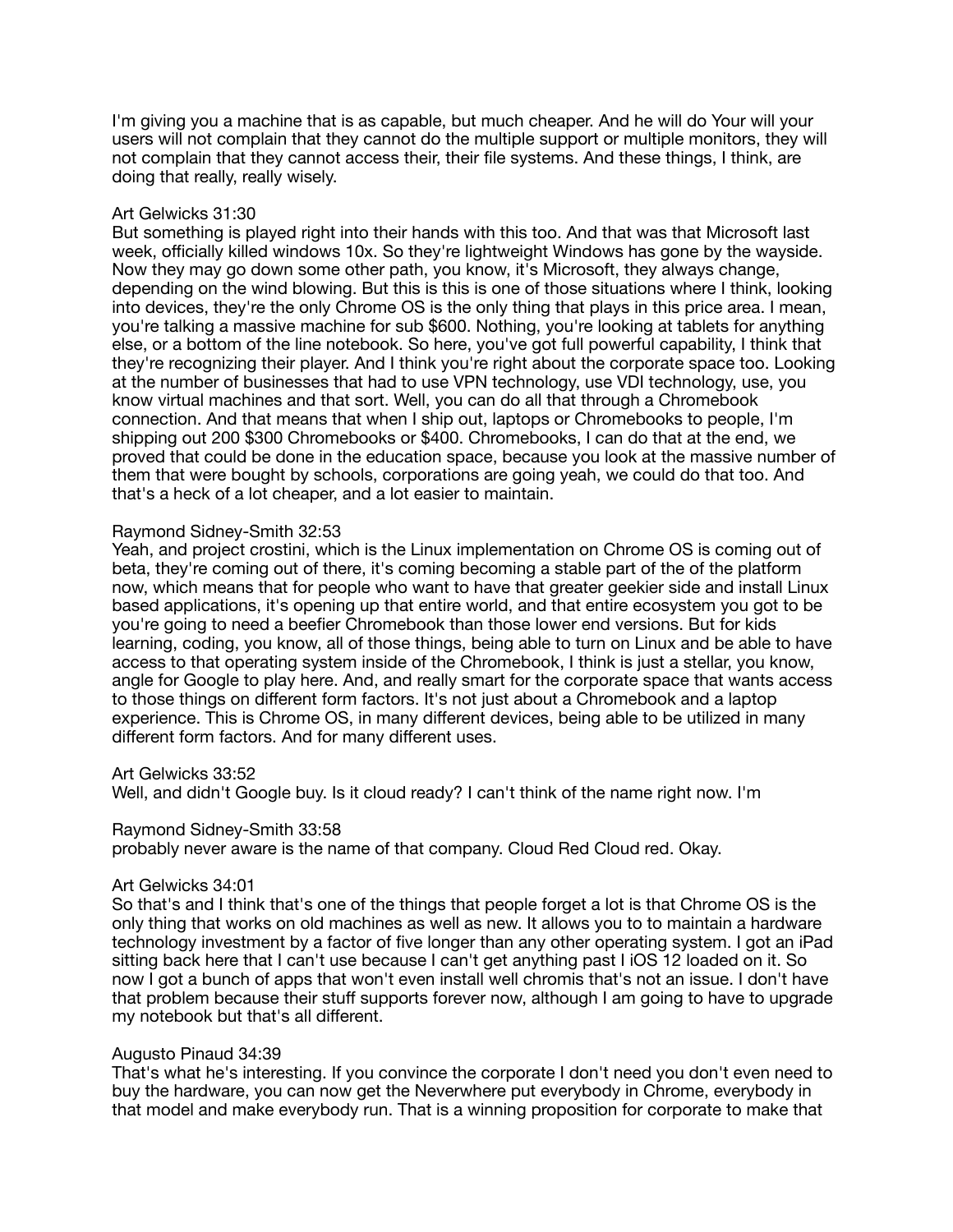I'm giving you a machine that is as capable, but much cheaper. And he will do Your will your users will not complain that they cannot do the multiple support or multiple monitors, they will not complain that they cannot access their, their file systems. And these things, I think, are doing that really, really wisely.

Art Gelwicks 31:30
But something is played right into their hands with this too. And that was that Microsoft last week, officially killed windows 10x. So they're lightweight Windows has gone by the wayside. Now they may go down some other path, you know, it's Microsoft, they always change, depending on the wind blowing. But this is this is one of those situations where I think, looking into devices, they're the only Chrome OS is the only thing that plays in this price area. I mean, you're talking a massive machine for sub $600. Nothing, you're looking at tablets for anything else, or a bottom of the line notebook. So here, you've got full powerful capability, I think that they're recognizing their player. And I think you're right about the corporate space too. Looking at the number of businesses that had to use VPN technology, use VDI technology, use, you know virtual machines and that sort. Well, you can do all that through a Chromebook connection. And that means that when I ship out, laptops or Chromebooks to people, I'm shipping out 200 $300 Chromebooks or $400. Chromebooks, I can do that at the end, we proved that could be done in the education space, because you look at the massive number of them that were bought by schools, corporations are going yeah, we could do that too. And that's a heck of a lot cheaper, and a lot easier to maintain.

Raymond Sidney-Smith 32:53
Yeah, and project crostini, which is the Linux implementation on Chrome OS is coming out of beta, they're coming out of there, it's coming becoming a stable part of the of the platform now, which means that for people who want to have that greater geekier side and install Linux based applications, it's opening up that entire world, and that entire ecosystem you got to be you're going to need a beefier Chromebook than those lower end versions. But for kids learning, coding, you know, all of those things, being able to turn on Linux and be able to have access to that operating system inside of the Chromebook, I think is just a stellar, you know, angle for Google to play here. And, and really smart for the corporate space that wants access to those things on different form factors. It's not just about a Chromebook and a laptop experience. This is Chrome OS, in many different devices, being able to be utilized in many different form factors. And for many different uses.

Art Gelwicks 33:52
Well, and didn't Google buy. Is it cloud ready? I can't think of the name right now. I'm

Raymond Sidney-Smith 33:58
probably never aware is the name of that company. Cloud Red Cloud red. Okay.

Art Gelwicks 34:01
So that's and I think that's one of the things that people forget a lot is that Chrome OS is the only thing that works on old machines as well as new. It allows you to to maintain a hardware technology investment by a factor of five longer than any other operating system. I got an iPad sitting back here that I can't use because I can't get anything past I iOS 12 loaded on it. So now I got a bunch of apps that won't even install well chromis that's not an issue. I don't have that problem because their stuff supports forever now, although I am going to have to upgrade my notebook but that's all different.

Augusto Pinaud 34:39
That's what he's interesting. If you convince the corporate I don't need you don't even need to buy the hardware, you can now get the Neverwhere put everybody in Chrome, everybody in that model and make everybody run. That is a winning proposition for corporate to make that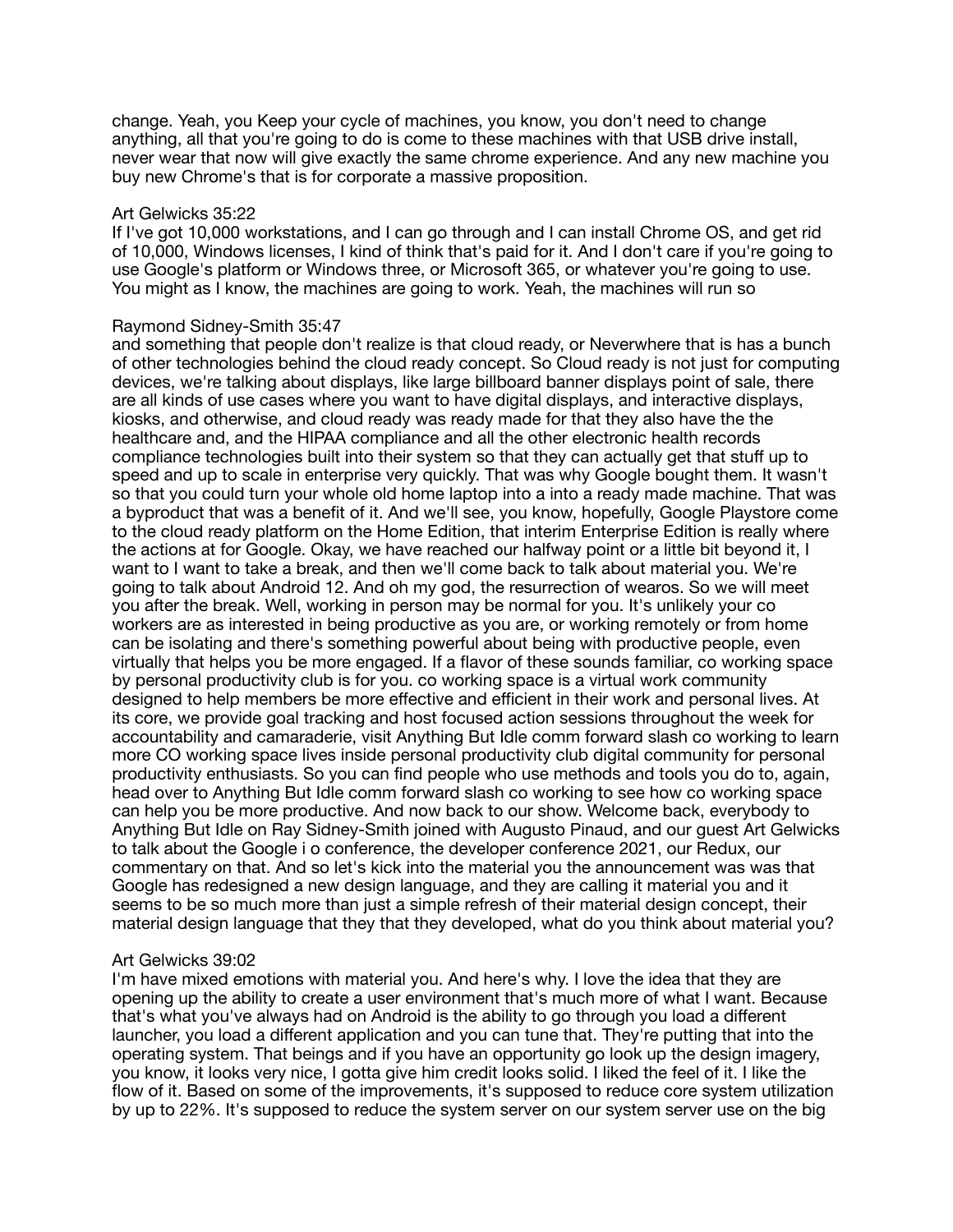change. Yeah, you Keep your cycle of machines, you know, you don't need to change anything, all that you're going to do is come to these machines with that USB drive install, never wear that now will give exactly the same chrome experience. And any new machine you buy new Chrome's that is for corporate a massive proposition.

Art Gelwicks 35:22
If I've got 10,000 workstations, and I can go through and I can install Chrome OS, and get rid of 10,000, Windows licenses, I kind of think that's paid for it. And I don't care if you're going to use Google's platform or Windows three, or Microsoft 365, or whatever you're going to use. You might as I know, the machines are going to work. Yeah, the machines will run so

Raymond Sidney-Smith 35:47
and something that people don't realize is that cloud ready, or Neverwhere that is has a bunch of other technologies behind the cloud ready concept. So Cloud ready is not just for computing devices, we're talking about displays, like large billboard banner displays point of sale, there are all kinds of use cases where you want to have digital displays, and interactive displays, kiosks, and otherwise, and cloud ready was ready made for that they also have the the healthcare and, and the HIPAA compliance and all the other electronic health records compliance technologies built into their system so that they can actually get that stuff up to speed and up to scale in enterprise very quickly. That was why Google bought them. It wasn't so that you could turn your whole old home laptop into a into a ready made machine. That was a byproduct that was a benefit of it. And we'll see, you know, hopefully, Google Playstore come to the cloud ready platform on the Home Edition, that interim Enterprise Edition is really where the actions at for Google. Okay, we have reached our halfway point or a little bit beyond it, I want to I want to take a break, and then we'll come back to talk about material you. We're going to talk about Android 12. And oh my god, the resurrection of wearos. So we will meet you after the break. Well, working in person may be normal for you. It's unlikely your co workers are as interested in being productive as you are, or working remotely or from home can be isolating and there's something powerful about being with productive people, even virtually that helps you be more engaged. If a flavor of these sounds familiar, co working space by personal productivity club is for you. co working space is a virtual work community designed to help members be more effective and efficient in their work and personal lives. At its core, we provide goal tracking and host focused action sessions throughout the week for accountability and camaraderie, visit Anything But Idle comm forward slash co working to learn more CO working space lives inside personal productivity club digital community for personal productivity enthusiasts. So you can find people who use methods and tools you do to, again, head over to Anything But Idle comm forward slash co working to see how co working space can help you be more productive. And now back to our show. Welcome back, everybody to Anything But Idle on Ray Sidney-Smith joined with Augusto Pinaud, and our guest Art Gelwicks to talk about the Google i o conference, the developer conference 2021, our Redux, our commentary on that. And so let's kick into the material you the announcement was was that Google has redesigned a new design language, and they are calling it material you and it seems to be so much more than just a simple refresh of their material design concept, their material design language that they that they developed, what do you think about material you?

Art Gelwicks 39:02
I'm have mixed emotions with material you. And here's why. I love the idea that they are opening up the ability to create a user environment that's much more of what I want. Because that's what you've always had on Android is the ability to go through you load a different launcher, you load a different application and you can tune that. They're putting that into the operating system. That beings and if you have an opportunity go look up the design imagery, you know, it looks very nice, I gotta give him credit looks solid. I liked the feel of it. I like the flow of it. Based on some of the improvements, it's supposed to reduce core system utilization by up to 22%. It's supposed to reduce the system server on our system server use on the big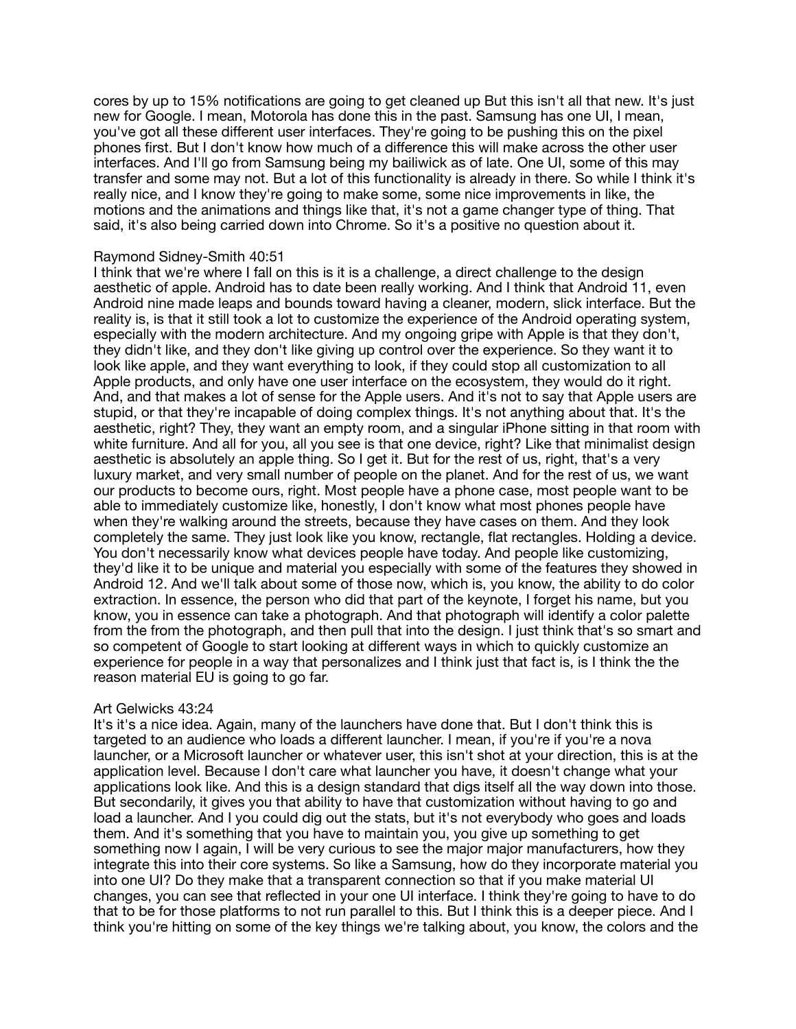cores by up to 15% notifications are going to get cleaned up But this isn't all that new. It's just new for Google. I mean, Motorola has done this in the past. Samsung has one UI, I mean, you've got all these different user interfaces. They're going to be pushing this on the pixel phones first. But I don't know how much of a difference this will make across the other user interfaces. And I'll go from Samsung being my bailiwick as of late. One UI, some of this may transfer and some may not. But a lot of this functionality is already in there. So while I think it's really nice, and I know they're going to make some, some nice improvements in like, the motions and the animations and things like that, it's not a game changer type of thing. That said, it's also being carried down into Chrome. So it's a positive no question about it.

Raymond Sidney-Smith 40:51
I think that we're where I fall on this is it is a challenge, a direct challenge to the design aesthetic of apple. Android has to date been really working. And I think that Android 11, even Android nine made leaps and bounds toward having a cleaner, modern, slick interface. But the reality is, is that it still took a lot to customize the experience of the Android operating system, especially with the modern architecture. And my ongoing gripe with Apple is that they don't, they didn't like, and they don't like giving up control over the experience. So they want it to look like apple, and they want everything to look, if they could stop all customization to all Apple products, and only have one user interface on the ecosystem, they would do it right. And, and that makes a lot of sense for the Apple users. And it's not to say that Apple users are stupid, or that they're incapable of doing complex things. It's not anything about that. It's the aesthetic, right? They, they want an empty room, and a singular iPhone sitting in that room with white furniture. And all for you, all you see is that one device, right? Like that minimalist design aesthetic is absolutely an apple thing. So I get it. But for the rest of us, right, that's a very luxury market, and very small number of people on the planet. And for the rest of us, we want our products to become ours, right. Most people have a phone case, most people want to be able to immediately customize like, honestly, I don't know what most phones people have when they're walking around the streets, because they have cases on them. And they look completely the same. They just look like you know, rectangle, flat rectangles. Holding a device. You don't necessarily know what devices people have today. And people like customizing, they'd like it to be unique and material you especially with some of the features they showed in Android 12. And we'll talk about some of those now, which is, you know, the ability to do color extraction. In essence, the person who did that part of the keynote, I forget his name, but you know, you in essence can take a photograph. And that photograph will identify a color palette from the from the photograph, and then pull that into the design. I just think that's so smart and so competent of Google to start looking at different ways in which to quickly customize an experience for people in a way that personalizes and I think just that fact is, is I think the the reason material EU is going to go far.

Art Gelwicks 43:24
It's it's a nice idea. Again, many of the launchers have done that. But I don't think this is targeted to an audience who loads a different launcher. I mean, if you're if you're a nova launcher, or a Microsoft launcher or whatever user, this isn't shot at your direction, this is at the application level. Because I don't care what launcher you have, it doesn't change what your applications look like. And this is a design standard that digs itself all the way down into those. But secondarily, it gives you that ability to have that customization without having to go and load a launcher. And I you could dig out the stats, but it's not everybody who goes and loads them. And it's something that you have to maintain you, you give up something to get something now I again, I will be very curious to see the major major manufacturers, how they integrate this into their core systems. So like a Samsung, how do they incorporate material you into one UI? Do they make that a transparent connection so that if you make material UI changes, you can see that reflected in your one UI interface. I think they're going to have to do that to be for those platforms to not run parallel to this. But I think this is a deeper piece. And I think you're hitting on some of the key things we're talking about, you know, the colors and the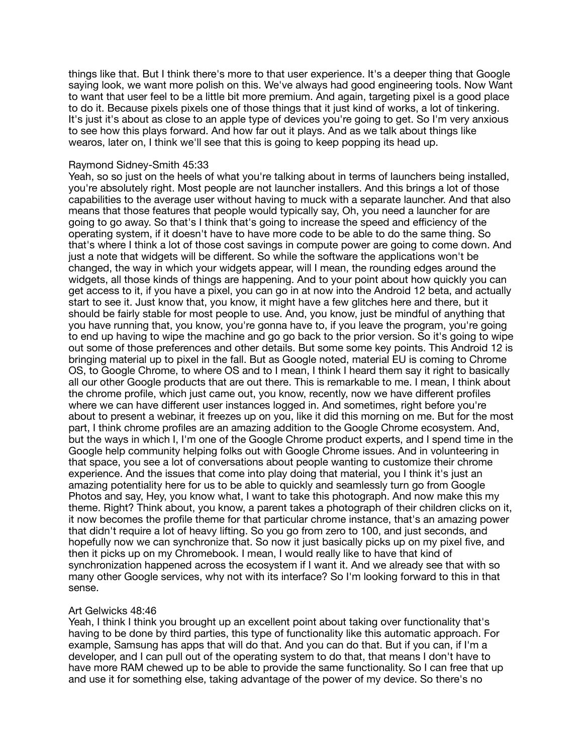things like that. But I think there's more to that user experience. It's a deeper thing that Google saying look, we want more polish on this. We've always had good engineering tools. Now Want to want that user feel to be a little bit more premium. And again, targeting pixel is a good place to do it. Because pixels pixels one of those things that it just kind of works, a lot of tinkering. It's just it's about as close to an apple type of devices you're going to get. So I'm very anxious to see how this plays forward. And how far out it plays. And as we talk about things like wearos, later on, I think we'll see that this is going to keep popping its head up.

Raymond Sidney-Smith 45:33
Yeah, so so just on the heels of what you're talking about in terms of launchers being installed, you're absolutely right. Most people are not launcher installers. And this brings a lot of those capabilities to the average user without having to muck with a separate launcher. And that also means that those features that people would typically say, Oh, you need a launcher for are going to go away. So that's I think that's going to increase the speed and efficiency of the operating system, if it doesn't have to have more code to be able to do the same thing. So that's where I think a lot of those cost savings in compute power are going to come down. And just a note that widgets will be different. So while the software the applications won't be changed, the way in which your widgets appear, will I mean, the rounding edges around the widgets, all those kinds of things are happening. And to your point about how quickly you can get access to it, if you have a pixel, you can go in at now into the Android 12 beta, and actually start to see it. Just know that, you know, it might have a few glitches here and there, but it should be fairly stable for most people to use. And, you know, just be mindful of anything that you have running that, you know, you're gonna have to, if you leave the program, you're going to end up having to wipe the machine and go go back to the prior version. So it's going to wipe out some of those preferences and other details. But some some key points. This Android 12 is bringing material up to pixel in the fall. But as Google noted, material EU is coming to Chrome OS, to Google Chrome, to where OS and to I mean, I think I heard them say it right to basically all our other Google products that are out there. This is remarkable to me. I mean, I think about the chrome profile, which just came out, you know, recently, now we have different profiles where we can have different user instances logged in. And sometimes, right before you're about to present a webinar, it freezes up on you, like it did this morning on me. But for the most part, I think chrome profiles are an amazing addition to the Google Chrome ecosystem. And, but the ways in which I, I'm one of the Google Chrome product experts, and I spend time in the Google help community helping folks out with Google Chrome issues. And in volunteering in that space, you see a lot of conversations about people wanting to customize their chrome experience. And the issues that come into play doing that material, you I think it's just an amazing potentiality here for us to be able to quickly and seamlessly turn go from Google Photos and say, Hey, you know what, I want to take this photograph. And now make this my theme. Right? Think about, you know, a parent takes a photograph of their children clicks on it, it now becomes the profile theme for that particular chrome instance, that's an amazing power that didn't require a lot of heavy lifting. So you go from zero to 100, and just seconds, and hopefully now we can synchronize that. So now it just basically picks up on my pixel five, and then it picks up on my Chromebook. I mean, I would really like to have that kind of synchronization happened across the ecosystem if I want it. And we already see that with so many other Google services, why not with its interface? So I'm looking forward to this in that sense.

Art Gelwicks 48:46
Yeah, I think I think you brought up an excellent point about taking over functionality that's having to be done by third parties, this type of functionality like this automatic approach. For example, Samsung has apps that will do that. And you can do that. But if you can, if I'm a developer, and I can pull out of the operating system to do that, that means I don't have to have more RAM chewed up to be able to provide the same functionality. So I can free that up and use it for something else, taking advantage of the power of my device. So there's no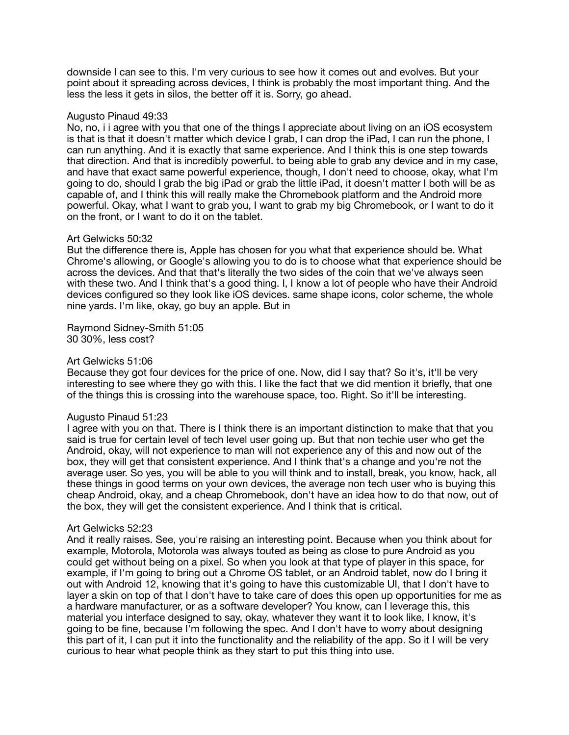downside I can see to this. I'm very curious to see how it comes out and evolves. But your point about it spreading across devices, I think is probably the most important thing. And the less the less it gets in silos, the better off it is. Sorry, go ahead.

Augusto Pinaud 49:33
No, no, i i agree with you that one of the things I appreciate about living on an iOS ecosystem is that is that it doesn't matter which device I grab, I can drop the iPad, I can run the phone, I can run anything. And it is exactly that same experience. And I think this is one step towards that direction. And that is incredibly powerful. to being able to grab any device and in my case, and have that exact same powerful experience, though, I don't need to choose, okay, what I'm going to do, should I grab the big iPad or grab the little iPad, it doesn't matter I both will be as capable of, and I think this will really make the Chromebook platform and the Android more powerful. Okay, what I want to grab you, I want to grab my big Chromebook, or I want to do it on the front, or I want to do it on the tablet.

Art Gelwicks 50:32
But the difference there is, Apple has chosen for you what that experience should be. What Chrome's allowing, or Google's allowing you to do is to choose what that experience should be across the devices. And that that's literally the two sides of the coin that we've always seen with these two. And I think that's a good thing. I, I know a lot of people who have their Android devices configured so they look like iOS devices. same shape icons, color scheme, the whole nine yards. I'm like, okay, go buy an apple. But in

Raymond Sidney-Smith 51:05
30 30%, less cost?

Art Gelwicks 51:06
Because they got four devices for the price of one. Now, did I say that? So it's, it'll be very interesting to see where they go with this. I like the fact that we did mention it briefly, that one of the things this is crossing into the warehouse space, too. Right. So it'll be interesting.

Augusto Pinaud 51:23
I agree with you on that. There is I think there is an important distinction to make that that you said is true for certain level of tech level user going up. But that non techie user who get the Android, okay, will not experience to man will not experience any of this and now out of the box, they will get that consistent experience. And I think that's a change and you're not the average user. So yes, you will be able to you will think and to install, break, you know, hack, all these things in good terms on your own devices, the average non tech user who is buying this cheap Android, okay, and a cheap Chromebook, don't have an idea how to do that now, out of the box, they will get the consistent experience. And I think that is critical.

Art Gelwicks 52:23
And it really raises. See, you're raising an interesting point. Because when you think about for example, Motorola, Motorola was always touted as being as close to pure Android as you could get without being on a pixel. So when you look at that type of player in this space, for example, if I'm going to bring out a Chrome OS tablet, or an Android tablet, now do I bring it out with Android 12, knowing that it's going to have this customizable UI, that I don't have to layer a skin on top of that I don't have to take care of does this open up opportunities for me as a hardware manufacturer, or as a software developer? You know, can I leverage this, this material you interface designed to say, okay, whatever they want it to look like, I know, it's going to be fine, because I'm following the spec. And I don't have to worry about designing this part of it, I can put it into the functionality and the reliability of the app. So it I will be very curious to hear what people think as they start to put this thing into use.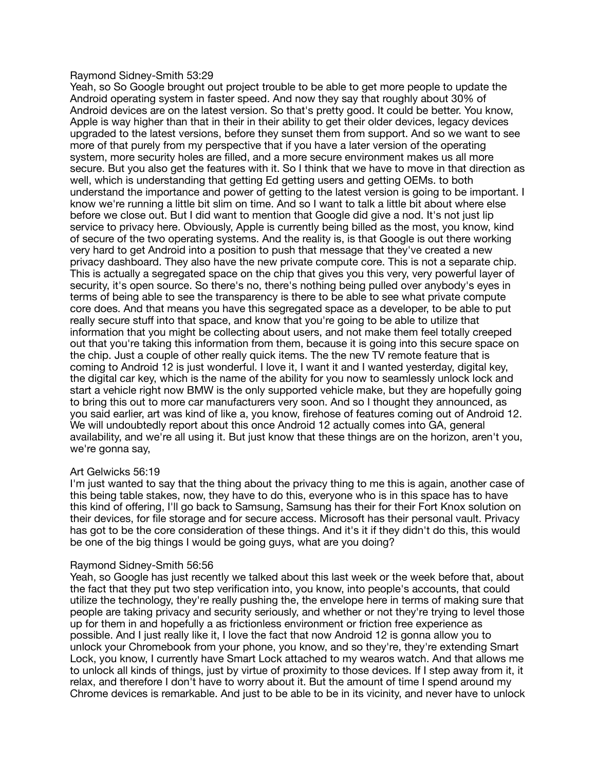Raymond Sidney-Smith 53:29
Yeah, so So Google brought out project trouble to be able to get more people to update the Android operating system in faster speed. And now they say that roughly about 30% of Android devices are on the latest version. So that's pretty good. It could be better. You know, Apple is way higher than that in their in their ability to get their older devices, legacy devices upgraded to the latest versions, before they sunset them from support. And so we want to see more of that purely from my perspective that if you have a later version of the operating system, more security holes are filled, and a more secure environment makes us all more secure. But you also get the features with it. So I think that we have to move in that direction as well, which is understanding that getting Ed getting users and getting OEMs. to both understand the importance and power of getting to the latest version is going to be important. I know we're running a little bit slim on time. And so I want to talk a little bit about where else before we close out. But I did want to mention that Google did give a nod. It's not just lip service to privacy here. Obviously, Apple is currently being billed as the most, you know, kind of secure of the two operating systems. And the reality is, is that Google is out there working very hard to get Android into a position to push that message that they've created a new privacy dashboard. They also have the new private compute core. This is not a separate chip. This is actually a segregated space on the chip that gives you this very, very powerful layer of security, it's open source. So there's no, there's nothing being pulled over anybody's eyes in terms of being able to see the transparency is there to be able to see what private compute core does. And that means you have this segregated space as a developer, to be able to put really secure stuff into that space, and know that you're going to be able to utilize that information that you might be collecting about users, and not make them feel totally creeped out that you're taking this information from them, because it is going into this secure space on the chip. Just a couple of other really quick items. The the new TV remote feature that is coming to Android 12 is just wonderful. I love it, I want it and I wanted yesterday, digital key, the digital car key, which is the name of the ability for you now to seamlessly unlock lock and start a vehicle right now BMW is the only supported vehicle make, but they are hopefully going to bring this out to more car manufacturers very soon. And so I thought they announced, as you said earlier, art was kind of like a, you know, firehose of features coming out of Android 12. We will undoubtedly report about this once Android 12 actually comes into GA, general availability, and we're all using it. But just know that these things are on the horizon, aren't you, we're gonna say,

Art Gelwicks 56:19
I'm just wanted to say that the thing about the privacy thing to me this is again, another case of this being table stakes, now, they have to do this, everyone who is in this space has to have this kind of offering, I'll go back to Samsung, Samsung has their for their Fort Knox solution on their devices, for file storage and for secure access. Microsoft has their personal vault. Privacy has got to be the core consideration of these things. And it's it if they didn't do this, this would be one of the big things I would be going guys, what are you doing?

Raymond Sidney-Smith 56:56
Yeah, so Google has just recently we talked about this last week or the week before that, about the fact that they put two step verification into, you know, into people's accounts, that could utilize the technology, they're really pushing the, the envelope here in terms of making sure that people are taking privacy and security seriously, and whether or not they're trying to level those up for them in and hopefully a as frictionless environment or friction free experience as possible. And I just really like it, I love the fact that now Android 12 is gonna allow you to unlock your Chromebook from your phone, you know, and so they're, they're extending Smart Lock, you know, I currently have Smart Lock attached to my wearos watch. And that allows me to unlock all kinds of things, just by virtue of proximity to those devices. If I step away from it, it relax, and therefore I don't have to worry about it. But the amount of time I spend around my Chrome devices is remarkable. And just to be able to be in its vicinity, and never have to unlock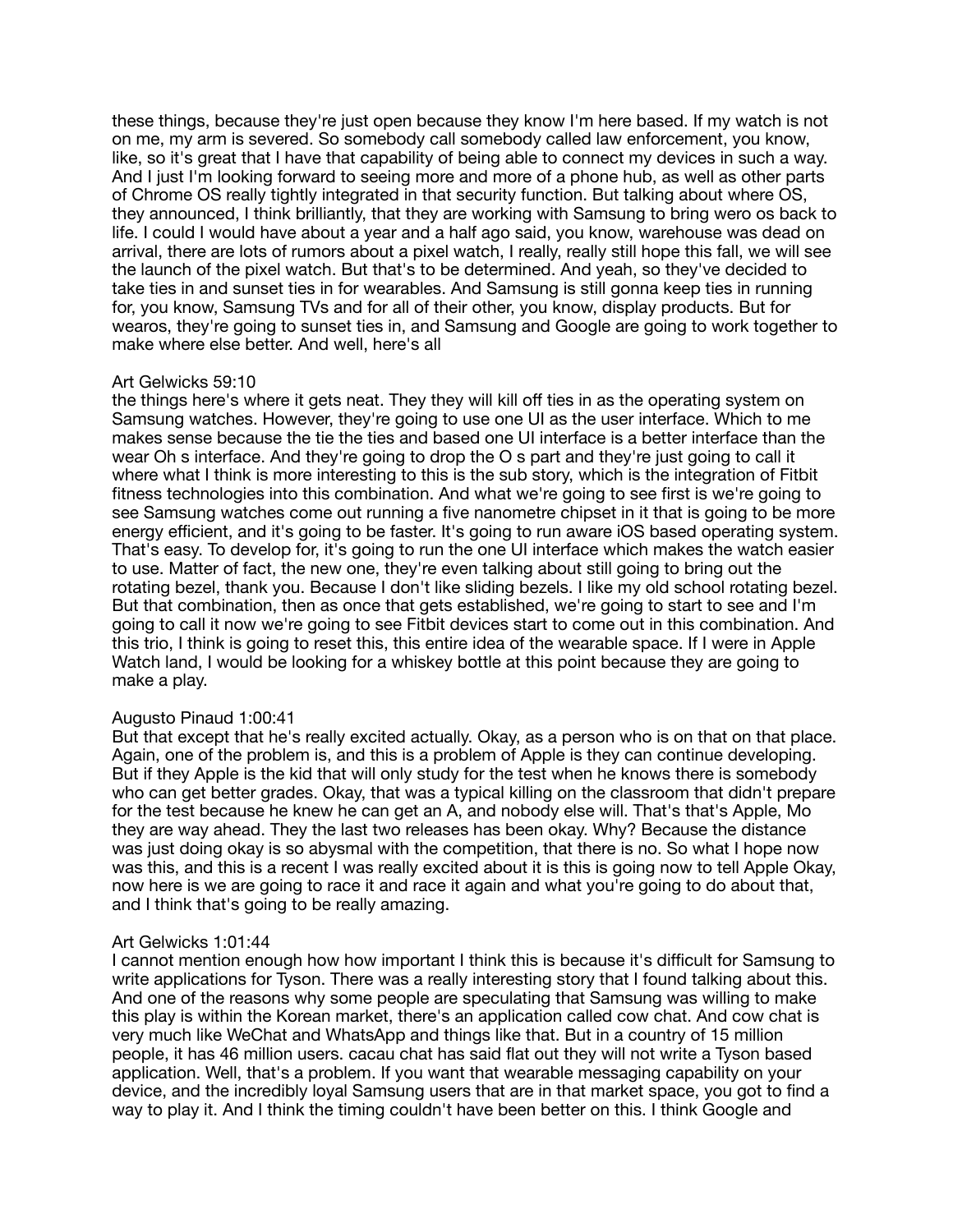these things, because they're just open because they know I'm here based. If my watch is not on me, my arm is severed. So somebody call somebody called law enforcement, you know, like, so it's great that I have that capability of being able to connect my devices in such a way. And I just I'm looking forward to seeing more and more of a phone hub, as well as other parts of Chrome OS really tightly integrated in that security function. But talking about where OS, they announced, I think brilliantly, that they are working with Samsung to bring wero os back to life. I could I would have about a year and a half ago said, you know, warehouse was dead on arrival, there are lots of rumors about a pixel watch, I really, really still hope this fall, we will see the launch of the pixel watch. But that's to be determined. And yeah, so they've decided to take ties in and sunset ties in for wearables. And Samsung is still gonna keep ties in running for, you know, Samsung TVs and for all of their other, you know, display products. But for wearos, they're going to sunset ties in, and Samsung and Google are going to work together to make where else better. And well, here's all

Art Gelwicks 59:10
the things here's where it gets neat. They they will kill off ties in as the operating system on Samsung watches. However, they're going to use one UI as the user interface. Which to me makes sense because the tie the ties and based one UI interface is a better interface than the wear Oh s interface. And they're going to drop the O s part and they're just going to call it where what I think is more interesting to this is the sub story, which is the integration of Fitbit fitness technologies into this combination. And what we're going to see first is we're going to see Samsung watches come out running a five nanometre chipset in it that is going to be more energy efficient, and it's going to be faster. It's going to run aware iOS based operating system. That's easy. To develop for, it's going to run the one UI interface which makes the watch easier to use. Matter of fact, the new one, they're even talking about still going to bring out the rotating bezel, thank you. Because I don't like sliding bezels. I like my old school rotating bezel. But that combination, then as once that gets established, we're going to start to see and I'm going to call it now we're going to see Fitbit devices start to come out in this combination. And this trio, I think is going to reset this, this entire idea of the wearable space. If I were in Apple Watch land, I would be looking for a whiskey bottle at this point because they are going to make a play.

Augusto Pinaud 1:00:41
But that except that he's really excited actually. Okay, as a person who is on that on that place. Again, one of the problem is, and this is a problem of Apple is they can continue developing. But if they Apple is the kid that will only study for the test when he knows there is somebody who can get better grades. Okay, that was a typical killing on the classroom that didn't prepare for the test because he knew he can get an A, and nobody else will. That's that's Apple, Mo they are way ahead. They the last two releases has been okay. Why? Because the distance was just doing okay is so abysmal with the competition, that there is no. So what I hope now was this, and this is a recent I was really excited about it is this is going now to tell Apple Okay, now here is we are going to race it and race it again and what you're going to do about that, and I think that's going to be really amazing.

Art Gelwicks 1:01:44
I cannot mention enough how how important I think this is because it's difficult for Samsung to write applications for Tyson. There was a really interesting story that I found talking about this. And one of the reasons why some people are speculating that Samsung was willing to make this play is within the Korean market, there's an application called cow chat. And cow chat is very much like WeChat and WhatsApp and things like that. But in a country of 15 million people, it has 46 million users. cacau chat has said flat out they will not write a Tyson based application. Well, that's a problem. If you want that wearable messaging capability on your device, and the incredibly loyal Samsung users that are in that market space, you got to find a way to play it. And I think the timing couldn't have been better on this. I think Google and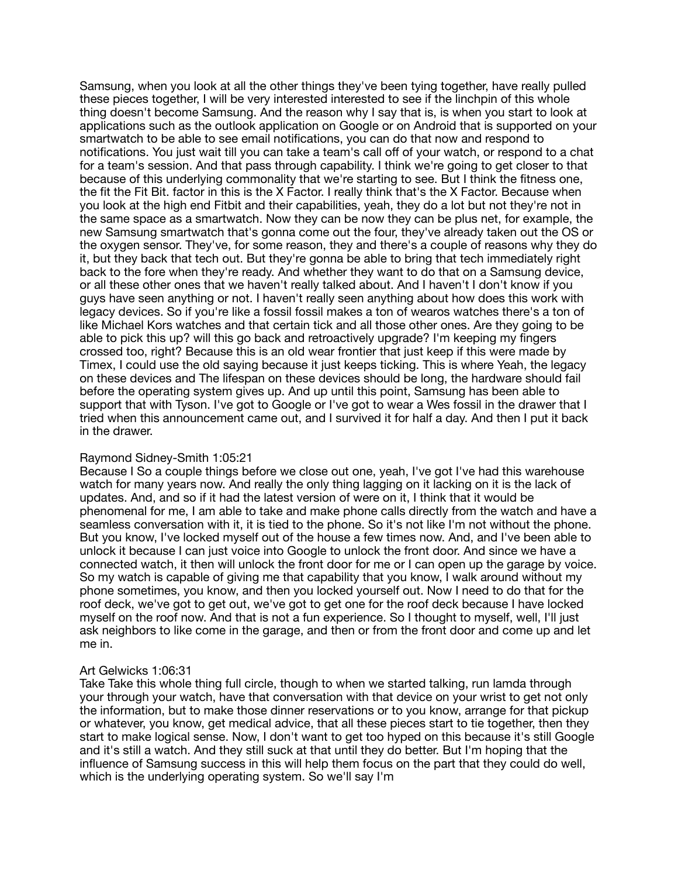Samsung, when you look at all the other things they've been tying together, have really pulled these pieces together, I will be very interested interested to see if the linchpin of this whole thing doesn't become Samsung. And the reason why I say that is, is when you start to look at applications such as the outlook application on Google or on Android that is supported on your smartwatch to be able to see email notifications, you can do that now and respond to notifications. You just wait till you can take a team's call off of your watch, or respond to a chat for a team's session. And that pass through capability. I think we're going to get closer to that because of this underlying commonality that we're starting to see. But I think the fitness one, the fit the Fit Bit. factor in this is the X Factor. I really think that's the X Factor. Because when you look at the high end Fitbit and their capabilities, yeah, they do a lot but not they're not in the same space as a smartwatch. Now they can be now they can be plus net, for example, the new Samsung smartwatch that's gonna come out the four, they've already taken out the OS or the oxygen sensor. They've, for some reason, they and there's a couple of reasons why they do it, but they back that tech out. But they're gonna be able to bring that tech immediately right back to the fore when they're ready. And whether they want to do that on a Samsung device, or all these other ones that we haven't really talked about. And I haven't I don't know if you guys have seen anything or not. I haven't really seen anything about how does this work with legacy devices. So if you're like a fossil fossil makes a ton of wearos watches there's a ton of like Michael Kors watches and that certain tick and all those other ones. Are they going to be able to pick this up? will this go back and retroactively upgrade? I'm keeping my fingers crossed too, right? Because this is an old wear frontier that just keep if this were made by Timex, I could use the old saying because it just keeps ticking. This is where Yeah, the legacy on these devices and The lifespan on these devices should be long, the hardware should fail before the operating system gives up. And up until this point, Samsung has been able to support that with Tyson. I've got to Google or I've got to wear a Wes fossil in the drawer that I tried when this announcement came out, and I survived it for half a day. And then I put it back in the drawer.

Raymond Sidney-Smith 1:05:21
Because I So a couple things before we close out one, yeah, I've got I've had this warehouse watch for many years now. And really the only thing lagging on it lacking on it is the lack of updates. And, and so if it had the latest version of were on it, I think that it would be phenomenal for me, I am able to take and make phone calls directly from the watch and have a seamless conversation with it, it is tied to the phone. So it's not like I'm not without the phone. But you know, I've locked myself out of the house a few times now. And, and I've been able to unlock it because I can just voice into Google to unlock the front door. And since we have a connected watch, it then will unlock the front door for me or I can open up the garage by voice. So my watch is capable of giving me that capability that you know, I walk around without my phone sometimes, you know, and then you locked yourself out. Now I need to do that for the roof deck, we've got to get out, we've got to get one for the roof deck because I have locked myself on the roof now. And that is not a fun experience. So I thought to myself, well, I'll just ask neighbors to like come in the garage, and then or from the front door and come up and let me in.

Art Gelwicks 1:06:31
Take Take this whole thing full circle, though to when we started talking, run lamda through your through your watch, have that conversation with that device on your wrist to get not only the information, but to make those dinner reservations or to you know, arrange for that pickup or whatever, you know, get medical advice, that all these pieces start to tie together, then they start to make logical sense. Now, I don't want to get too hyped on this because it's still Google and it's still a watch. And they still suck at that until they do better. But I'm hoping that the influence of Samsung success in this will help them focus on the part that they could do well, which is the underlying operating system. So we'll say I'm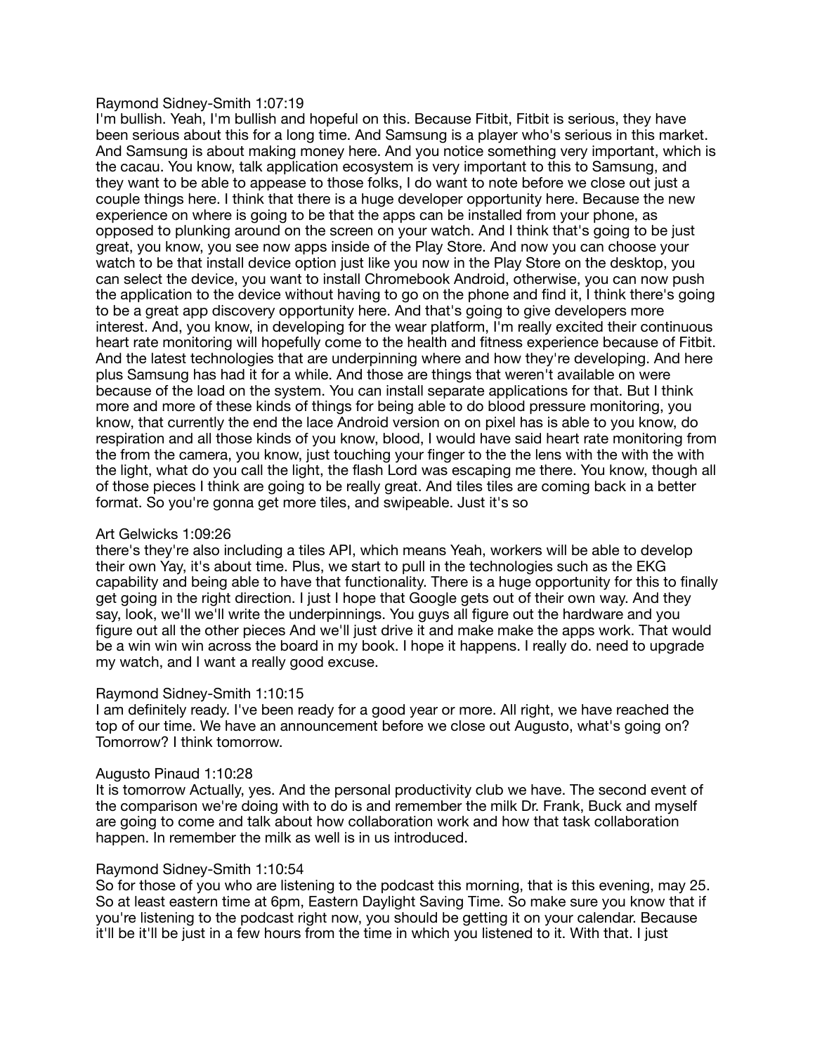Raymond Sidney-Smith 1:07:19
I'm bullish. Yeah, I'm bullish and hopeful on this. Because Fitbit, Fitbit is serious, they have been serious about this for a long time. And Samsung is a player who's serious in this market. And Samsung is about making money here. And you notice something very important, which is the cacau. You know, talk application ecosystem is very important to this to Samsung, and they want to be able to appease to those folks, I do want to note before we close out just a couple things here. I think that there is a huge developer opportunity here. Because the new experience on where is going to be that the apps can be installed from your phone, as opposed to plunking around on the screen on your watch. And I think that's going to be just great, you know, you see now apps inside of the Play Store. And now you can choose your watch to be that install device option just like you now in the Play Store on the desktop, you can select the device, you want to install Chromebook Android, otherwise, you can now push the application to the device without having to go on the phone and find it, I think there's going to be a great app discovery opportunity here. And that's going to give developers more interest. And, you know, in developing for the wear platform, I'm really excited their continuous heart rate monitoring will hopefully come to the health and fitness experience because of Fitbit. And the latest technologies that are underpinning where and how they're developing. And here plus Samsung has had it for a while. And those are things that weren't available on were because of the load on the system. You can install separate applications for that. But I think more and more of these kinds of things for being able to do blood pressure monitoring, you know, that currently the end the lace Android version on on pixel has is able to you know, do respiration and all those kinds of you know, blood, I would have said heart rate monitoring from the from the camera, you know, just touching your finger to the the lens with the with the with the light, what do you call the light, the flash Lord was escaping me there. You know, though all of those pieces I think are going to be really great. And tiles tiles are coming back in a better format. So you're gonna get more tiles, and swipeable. Just it's so

Art Gelwicks 1:09:26
there's they're also including a tiles API, which means Yeah, workers will be able to develop their own Yay, it's about time. Plus, we start to pull in the technologies such as the EKG capability and being able to have that functionality. There is a huge opportunity for this to finally get going in the right direction. I just I hope that Google gets out of their own way. And they say, look, we'll we'll write the underpinnings. You guys all figure out the hardware and you figure out all the other pieces And we'll just drive it and make make the apps work. That would be a win win win across the board in my book. I hope it happens. I really do. need to upgrade my watch, and I want a really good excuse.

Raymond Sidney-Smith 1:10:15
I am definitely ready. I've been ready for a good year or more. All right, we have reached the top of our time. We have an announcement before we close out Augusto, what's going on? Tomorrow? I think tomorrow.

Augusto Pinaud 1:10:28
It is tomorrow Actually, yes. And the personal productivity club we have. The second event of the comparison we're doing with to do is and remember the milk Dr. Frank, Buck and myself are going to come and talk about how collaboration work and how that task collaboration happen. In remember the milk as well is in us introduced.

Raymond Sidney-Smith 1:10:54
So for those of you who are listening to the podcast this morning, that is this evening, may 25. So at least eastern time at 6pm, Eastern Daylight Saving Time. So make sure you know that if you're listening to the podcast right now, you should be getting it on your calendar. Because it'll be it'll be just in a few hours from the time in which you listened to it. With that. I just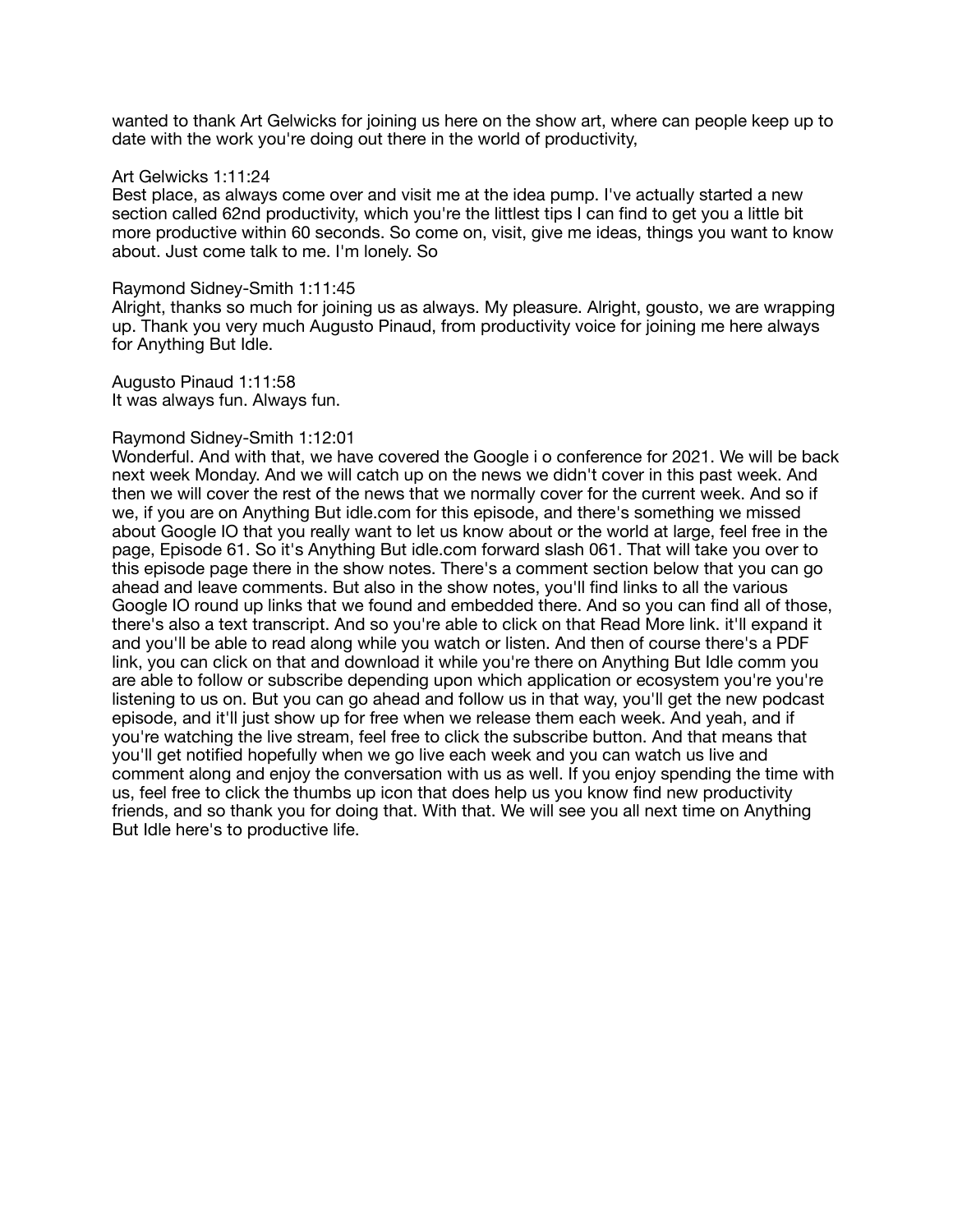wanted to thank Art Gelwicks for joining us here on the show art, where can people keep up to date with the work you're doing out there in the world of productivity,

Art Gelwicks 1:11:24
Best place, as always come over and visit me at the idea pump. I've actually started a new section called 62nd productivity, which you're the littlest tips I can find to get you a little bit more productive within 60 seconds. So come on, visit, give me ideas, things you want to know about. Just come talk to me. I'm lonely. So

Raymond Sidney-Smith 1:11:45
Alright, thanks so much for joining us as always. My pleasure. Alright, gousto, we are wrapping up. Thank you very much Augusto Pinaud, from productivity voice for joining me here always for Anything But Idle.

Augusto Pinaud 1:11:58
It was always fun. Always fun.

Raymond Sidney-Smith 1:12:01
Wonderful. And with that, we have covered the Google i o conference for 2021. We will be back next week Monday. And we will catch up on the news we didn't cover in this past week. And then we will cover the rest of the news that we normally cover for the current week. And so if we, if you are on Anything But idle.com for this episode, and there's something we missed about Google IO that you really want to let us know about or the world at large, feel free in the page, Episode 61. So it's Anything But idle.com forward slash 061. That will take you over to this episode page there in the show notes. There's a comment section below that you can go ahead and leave comments. But also in the show notes, you'll find links to all the various Google IO round up links that we found and embedded there. And so you can find all of those, there's also a text transcript. And so you're able to click on that Read More link. it'll expand it and you'll be able to read along while you watch or listen. And then of course there's a PDF link, you can click on that and download it while you're there on Anything But Idle comm you are able to follow or subscribe depending upon which application or ecosystem you're you're listening to us on. But you can go ahead and follow us in that way, you'll get the new podcast episode, and it'll just show up for free when we release them each week. And yeah, and if you're watching the live stream, feel free to click the subscribe button. And that means that you'll get notified hopefully when we go live each week and you can watch us live and comment along and enjoy the conversation with us as well. If you enjoy spending the time with us, feel free to click the thumbs up icon that does help us you know find new productivity friends, and so thank you for doing that. With that. We will see you all next time on Anything But Idle here's to productive life.